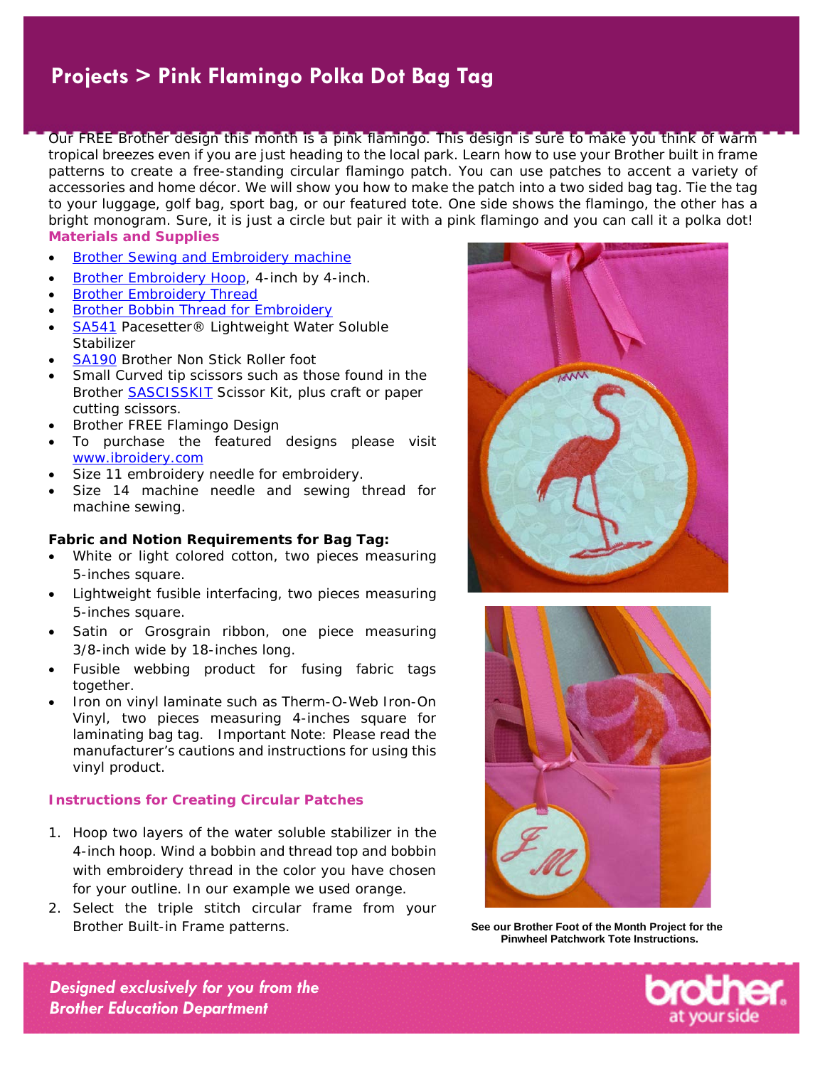# Projects > Pink Flamingo Polka Dot Bag Tag

Our FREE Brother design this month is a pink flamingo. This design is sure to make you think of warm tropical breezes even if you are just heading to the local park. Learn how to use your Brother built in frame patterns to create a free-standing circular flamingo patch. You can use patches to accent a variety of accessories and home décor. We will show you how to make the patch into a two sided bag tag. Tie the tag to your luggage, golf bag, sport bag, or our featured tote. One side shows the flamingo, the other has a bright monogram. Sure, it is just a circle but pair it with a pink flamingo and you can call it a polka dot!

## Materials and Supplies

- Brother Sewing and Embroidery machine
- Brother Embroidery Hoop, 4-inch by 4-inch.
- Brother Embroidery Thread
- Brother Bobbin Thread for Embroidery
- SA541 Pacesetter® Lightweight Water Soluble Stabilizer
- SA190 Brother Non Stick Roller foot
- Small Curved tip scissors such as those found in the Brother SASCISSKIT Scissor Kit, plus craft or paper cutting scissors.
- Brother FREE Flamingo Design
- To purchase the featured designs please visit www.ibroidery.com
- Size 11 embroidery needle for embroidery.
- Size 14 machine needle and sewing thread for machine sewing.

**Fabric and Notion Requirements for Bag Tag:**

- White or light colored cotton, two pieces measuring 5-inches square.
- Lightweight fusible interfacing, two pieces measuring 5-inches square.
- Satin or Grosgrain ribbon, one piece measuring 3/8-inch wide by 18-inches long.
- Fusible webbing product for fusing fabric tags together.
- Iron on vinyl laminate such as Therm-O-Web Iron-On Vinyl, two pieces measuring 4-inches square for laminating bag tag. Important Note: Please read the manufacturer's cautions and instructions for using this vinyl product.

## Instructions for Creating Circular Patches

1. Hoop two layers of the water soluble stabilizer in the 4-inch hoop. Wind a bobbin and thread top and bobbin with embroidery thread in the color you have chosen for your outline. In our example we used orange.
2. Select the triple stitch circular frame from your Brother Built-in Frame patterns.

**See our Brother Foot of the Month Project for the Pinwheel Patchwork Tote Instructions.**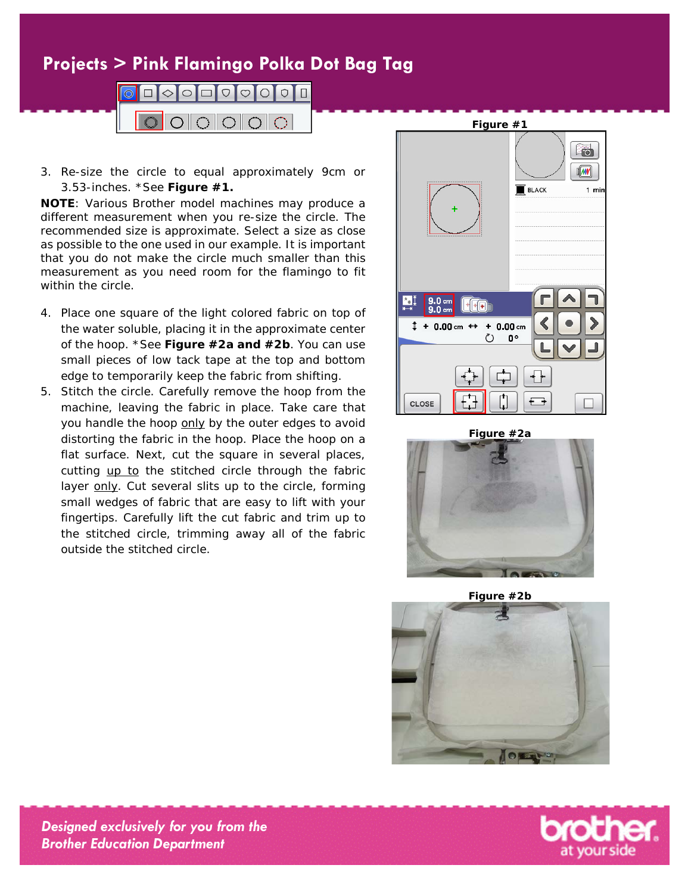3. Re-size the circle to equal approximately 9cm or 3.53-inches. *See **Figure #1.**

**NOTE**: Various Brother model machines may produce a different measurement when you re-size the circle. The recommended size is approximate. Select a size as close as possible to the one used in our example. It is important that you do not make the circle much smaller than this measurement as you need room for the flamingo to fit within the circle.

4. Place one square of the light colored fabric on top of the water soluble, placing it in the approximate center of the hoop. *See **Figure #2a and #2b**. You can use small pieces of low tack tape at the top and bottom edge to temporarily keep the fabric from shifting.
5. Stitch the circle. Carefully remove the hoop from the machine, leaving the fabric in place. Take care that you handle the hoop only by the outer edges to avoid distorting the fabric in the hoop. Place the hoop on a flat surface. Next, cut the square in several places, cutting up to the stitched circle through the fabric layer only. Cut several slits up to the circle, forming small wedges of fabric that are easy to lift with your fingertips. Carefully lift the cut fabric and trim up to the stitched circle, trimming away all of the fabric outside the stitched circle.

**Figure #1**

**Figure #2a**

**Figure #2b**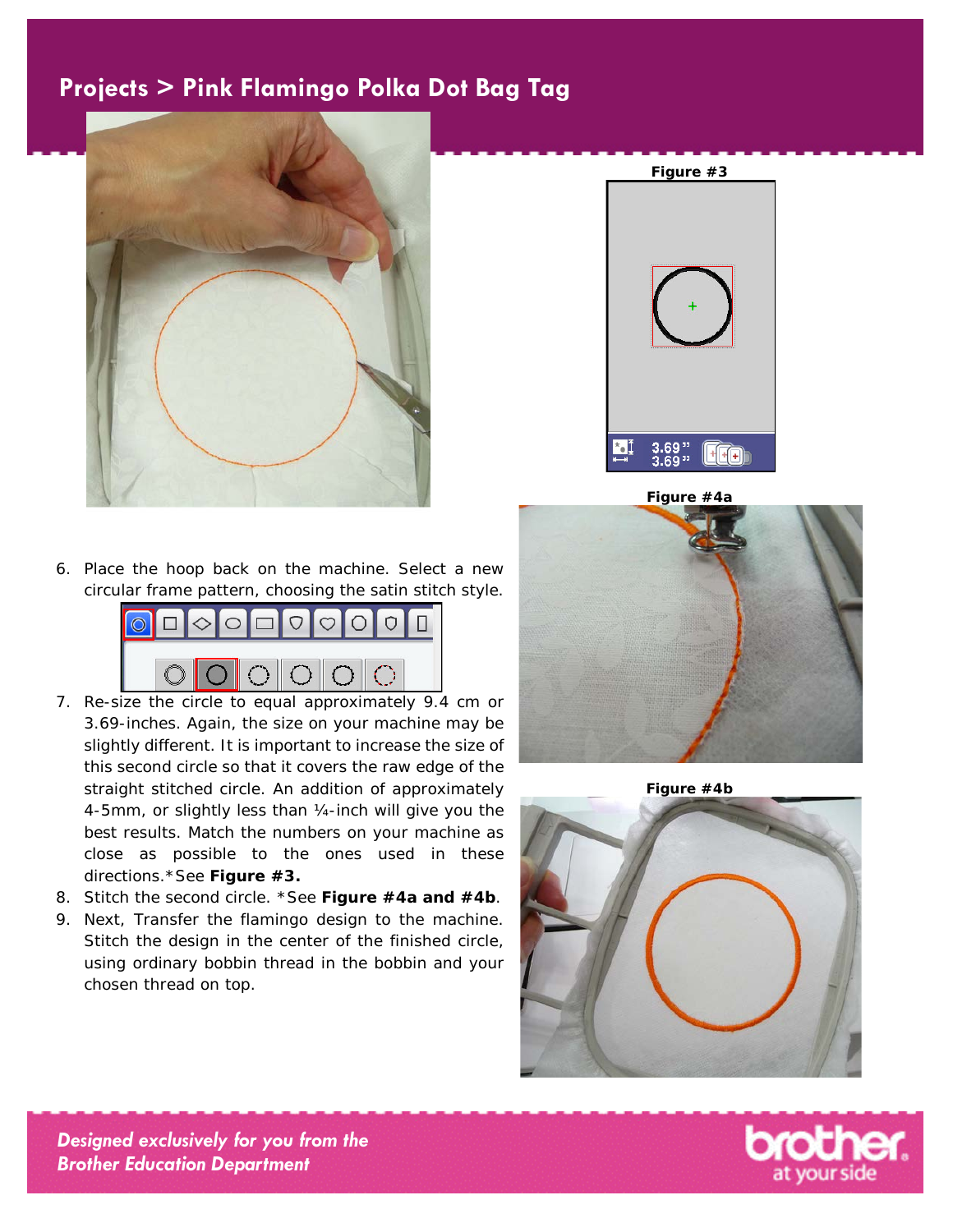## Projects > Pink Flamingo Polka Dot Bag Tag

Figure #3

3.69"
3.69"

Figure #4a

Figure #4b

6. Place the hoop back on the machine. Select a new circular frame pattern, choosing the satin stitch style.
7. Re-size the circle to equal approximately 9.4 cm or 3.69-inches. Again, the size on your machine may be slightly different. It is important to increase the size of this second circle so that it covers the raw edge of the straight stitched circle. An addition of approximately 4-5mm, or slightly less than ¼-inch will give you the best results. Match the numbers on your machine as close as possible to the ones used in these directions.*See **Figure #3.**
8. Stitch the second circle. *See **Figure #4a and #4b**.
9. Next, Transfer the flamingo design to the machine. Stitch the design in the center of the finished circle, using ordinary bobbin thread in the bobbin and your chosen thread on top.

*Designed exclusively for you from the Brother Education Department*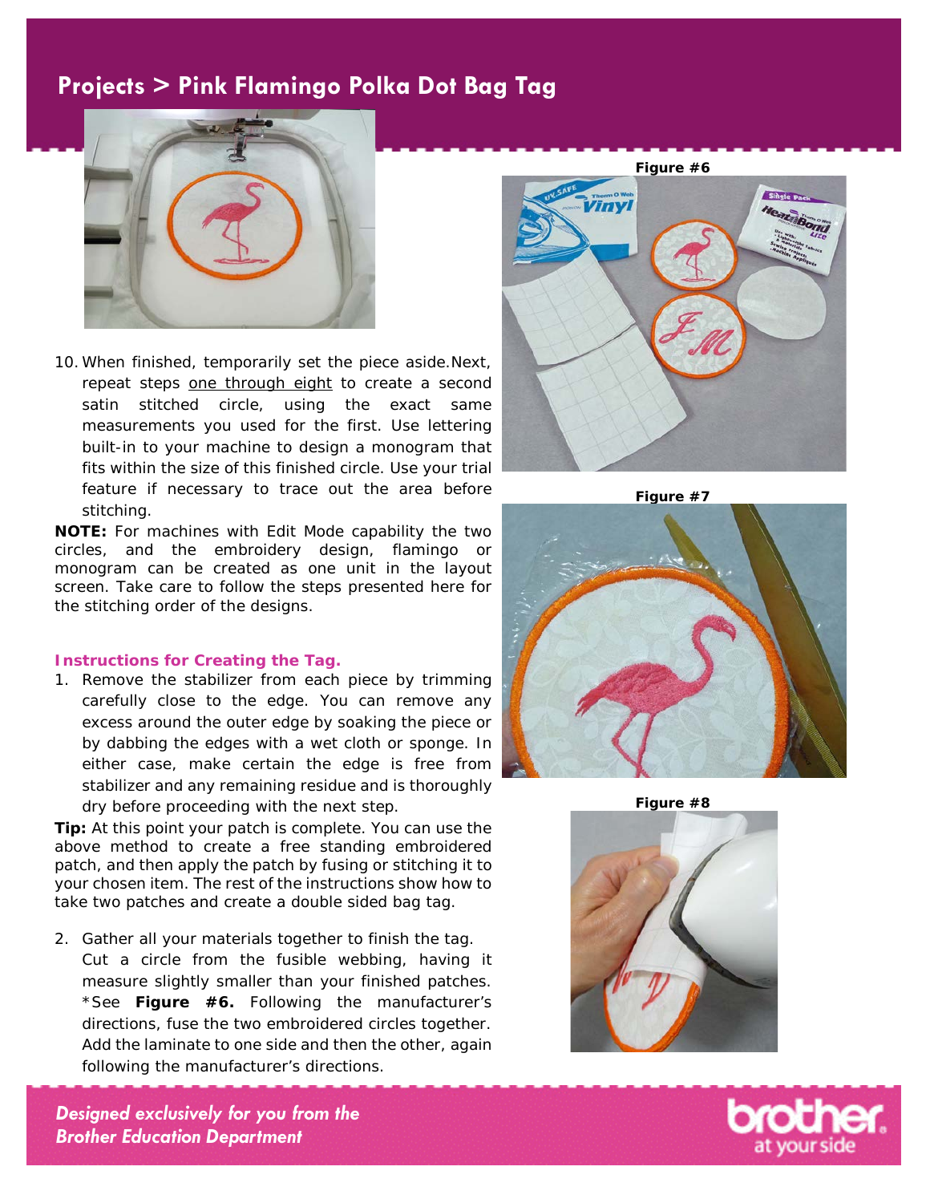10. When finished, temporarily set the piece aside. Next, repeat steps one through eight to create a second satin stitched circle, using the exact same measurements you used for the first. Use lettering built-in to your machine to design a monogram that fits within the size of this finished circle. Use your trial feature if necessary to trace out the area before stitching.

**NOTE:** For machines with Edit Mode capability the two circles, and the embroidery design, flamingo or monogram can be created as one unit in the layout screen. Take care to follow the steps presented here for the stitching order of the designs.

### Instructions for Creating the Tag.

1. Remove the stabilizer from each piece by trimming carefully close to the edge. You can remove any excess around the outer edge by soaking the piece or by dabbing the edges with a wet cloth or sponge. In either case, make certain the edge is free from stabilizer and any remaining residue and is thoroughly dry before proceeding with the next step.

**Tip:** At this point your patch is complete. You can use the above method to create a free standing embroidered patch, and then apply the patch by fusing or stitching it to your chosen item. The rest of the instructions show how to take two patches and create a double sided bag tag.

2. Gather all your materials together to finish the tag. Cut a circle from the fusible webbing, having it measure slightly smaller than your finished patches. *See **Figure #6.** Following the manufacturer's directions, fuse the two embroidered circles together. Add the laminate to one side and then the other, again following the manufacturer's directions.

**Figure #6**

**Figure #7**

**Figure #8**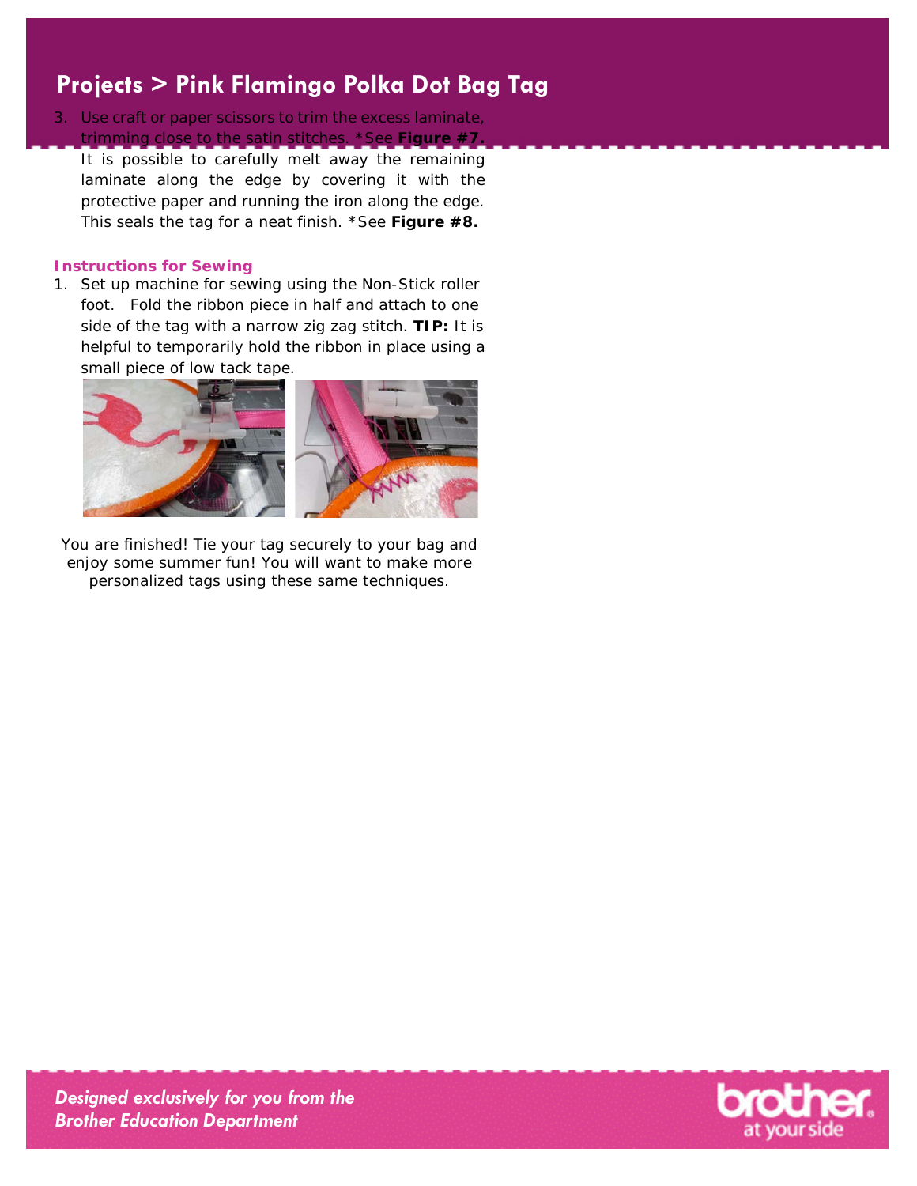3. Use craft or paper scissors to trim the excess laminate, trimming close to the satin stitches. *See **Figure #7.** It is possible to carefully melt away the remaining laminate along the edge by covering it with the protective paper and running the iron along the edge. This seals the tag for a neat finish. *See **Figure #8.**

### Instructions for Sewing

1. Set up machine for sewing using the Non-Stick roller foot. Fold the ribbon piece in half and attach to one side of the tag with a narrow zig zag stitch. **TIP:** It is helpful to temporarily hold the ribbon in place using a small piece of low tack tape.

You are finished! Tie your tag securely to your bag and enjoy some summer fun! You will want to make more personalized tags using these same techniques.

*Designed exclusively for you from the Brother Education Department*